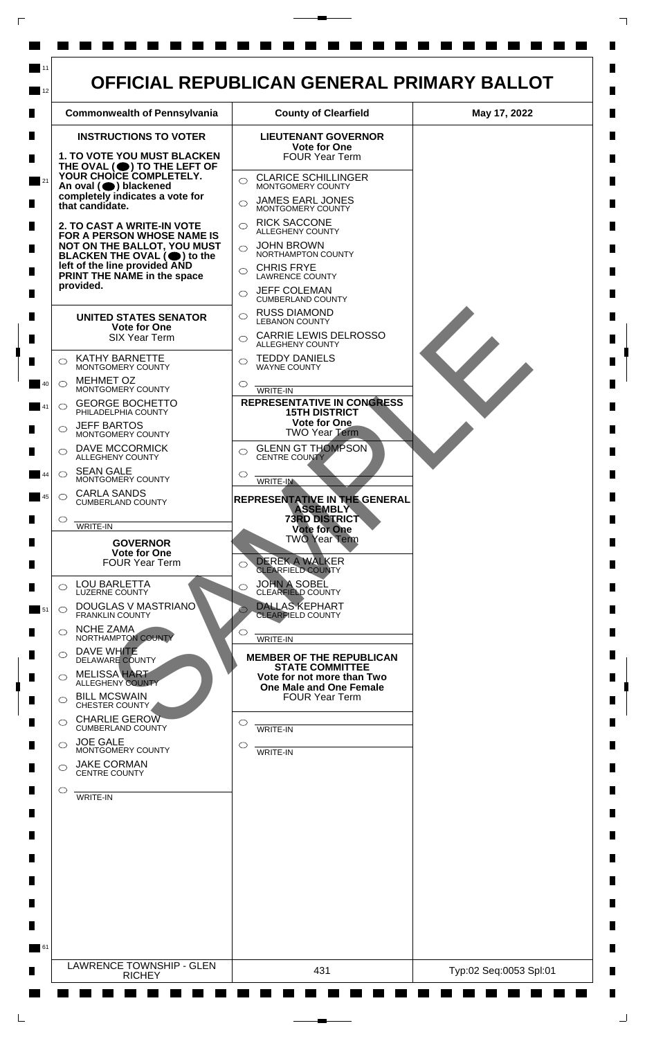# OFFICIAL REPUBLICAN GENERAL PRIMARY BALLOT

| Commonwealth of Pennsylvania | County of Clearfield | May 17, 2022 |
|---|---|---|

## INSTRUCTIONS TO VOTER

**1. TO VOTE YOU MUST BLACKEN THE OVAL (⬤) TO THE LEFT OF YOUR CHOICE COMPLETELY. An oval (⬤) blackened completely indicates a vote for that candidate.**

**2. TO CAST A WRITE-IN VOTE FOR A PERSON WHOSE NAME IS NOT ON THE BALLOT, YOU MUST BLACKEN THE OVAL (⬤) to the left of the line provided AND PRINT THE NAME in the space provided.**

### UNITED STATES SENATOR
**Vote for One**
SIX Year Term

- ○ KATHY BARNETTE — MONTGOMERY COUNTY
- ○ MEHMET OZ — MONTGOMERY COUNTY
- ○ GEORGE BOCHETTO — PHILADELPHIA COUNTY
- ○ JEFF BARTOS — MONTGOMERY COUNTY
- ○ DAVE MCCORMICK — ALLEGHENY COUNTY
- ○ SEAN GALE — MONTGOMERY COUNTY
- ○ CARLA SANDS — CUMBERLAND COUNTY
- ○ ________ WRITE-IN

### GOVERNOR
**Vote for One**
FOUR Year Term

- ○ LOU BARLETTA — LUZERNE COUNTY
- ○ DOUGLAS V MASTRIANO — FRANKLIN COUNTY
- ○ NCHE ZAMA — NORTHAMPTON COUNTY
- ○ DAVE WHITE — DELAWARE COUNTY
- ○ MELISSA HART — ALLEGHENY COUNTY
- ○ BILL MCSWAIN — CHESTER COUNTY
- ○ CHARLIE GEROW — CUMBERLAND COUNTY
- ○ JOE GALE — MONTGOMERY COUNTY
- ○ JAKE CORMAN — CENTRE COUNTY
- ○ ________ WRITE-IN

### LIEUTENANT GOVERNOR
**Vote for One**
FOUR Year Term

- ○ CLARICE SCHILLINGER — MONTGOMERY COUNTY
- ○ JAMES EARL JONES — MONTGOMERY COUNTY
- ○ RICK SACCONE — ALLEGHENY COUNTY
- ○ JOHN BROWN — NORTHAMPTON COUNTY
- ○ CHRIS FRYE — LAWRENCE COUNTY
- ○ JEFF COLEMAN — CUMBERLAND COUNTY
- ○ RUSS DIAMOND — LEBANON COUNTY
- ○ CARRIE LEWIS DELROSSO — ALLEGHENY COUNTY
- ○ TEDDY DANIELS — WAYNE COUNTY
- ○ ________ WRITE-IN

### REPRESENTATIVE IN CONGRESS
**15TH DISTRICT**
**Vote for One**
TWO Year Term

- ○ GLENN GT THOMPSON — CENTRE COUNTY
- ○ ________ WRITE-IN

### REPRESENTATIVE IN THE GENERAL ASSEMBLY
**73RD DISTRICT**
**Vote for One**
TWO Year Term

- ○ DEREK A WALKER — CLEARFIELD COUNTY
- ○ JOHN A SOBEL — CLEARFIELD COUNTY
- ○ DALLAS KEPHART — CLEARFIELD COUNTY
- ○ ________ WRITE-IN

### MEMBER OF THE REPUBLICAN STATE COMMITTEE
**Vote for not more than Two**
**One Male and One Female**
FOUR Year Term

- ○ ________ WRITE-IN
- ○ ________ WRITE-IN

SAMPLE

| LAWRENCE TOWNSHIP - GLEN RICHEY | 431 | Typ:02 Seq:0053 Spl:01 |
|---|---|---|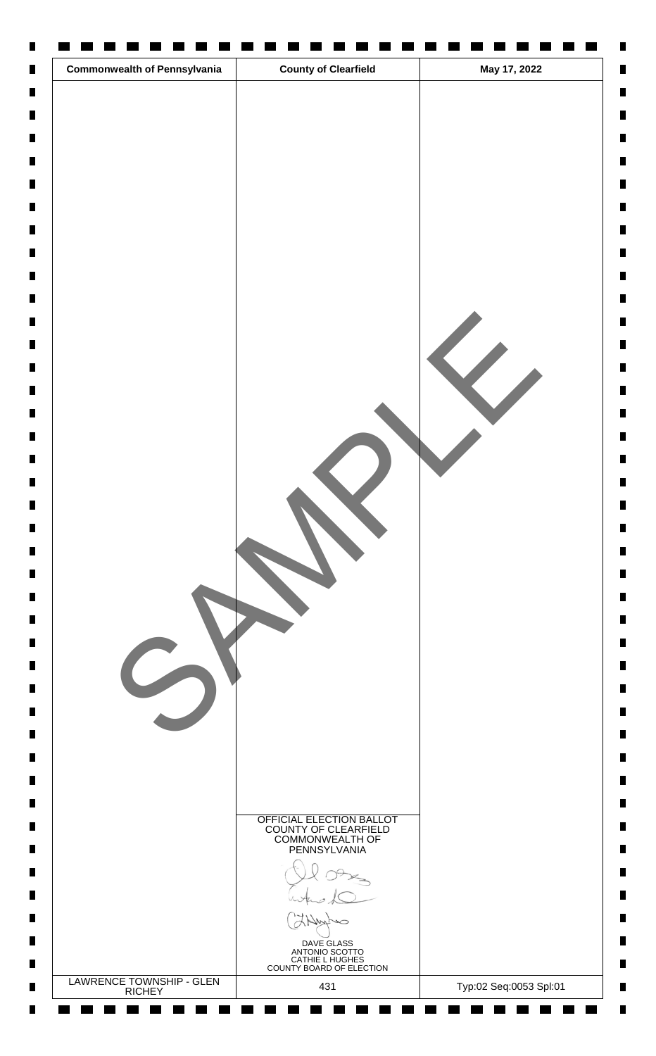| Commonwealth of Pennsylvania | County of Clearfield | May 17, 2022 |
|---|---|---|
| | OFFICIAL ELECTION BALLOT<br>COUNTY OF CLEARFIELD<br>COMMONWEALTH OF PENNSYLVANIA<br><br>DAVE GLASS<br>ANTONIO SCOTTO<br>CATHIE L HUGHES<br>COUNTY BOARD OF ELECTION | |
| LAWRENCE TOWNSHIP - GLEN RICHEY | 431 | Typ:02 Seq:0053 Spl:01 |

SAMPLE